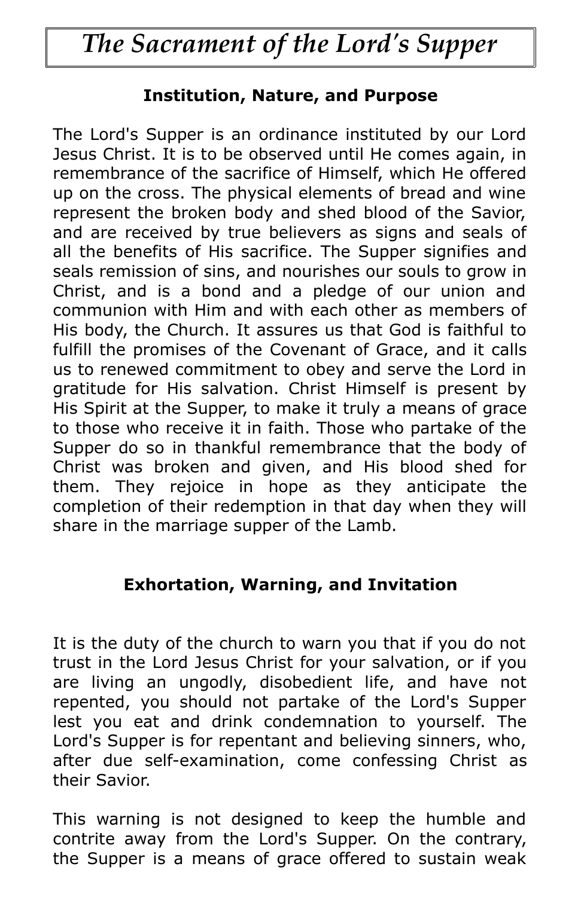# *The Sacrament of the Lord's Supper*

## Institution, Nature, and Purpose

The Lord's Supper is an ordinance instituted by our Lord Jesus Christ. It is to be observed until He comes again, in remembrance of the sacrifice of Himself, which He offered up on the cross. The physical elements of bread and wine represent the broken body and shed blood of the Savior, and are received by true believers as signs and seals of all the benefits of His sacrifice. The Supper signifies and seals remission of sins, and nourishes our souls to grow in Christ, and is a bond and a pledge of our union and communion with Him and with each other as members of His body, the Church. It assures us that God is faithful to fulfill the promises of the Covenant of Grace, and it calls us to renewed commitment to obey and serve the Lord in gratitude for His salvation. Christ Himself is present by His Spirit at the Supper, to make it truly a means of grace to those who receive it in faith. Those who partake of the Supper do so in thankful remembrance that the body of Christ was broken and given, and His blood shed for them. They rejoice in hope as they anticipate the completion of their redemption in that day when they will share in the marriage supper of the Lamb.

## Exhortation, Warning, and Invitation

It is the duty of the church to warn you that if you do not trust in the Lord Jesus Christ for your salvation, or if you are living an ungodly, disobedient life, and have not repented, you should not partake of the Lord's Supper lest you eat and drink condemnation to yourself. The Lord's Supper is for repentant and believing sinners, who, after due self-examination, come confessing Christ as their Savior.

This warning is not designed to keep the humble and contrite away from the Lord's Supper. On the contrary, the Supper is a means of grace offered to sustain weak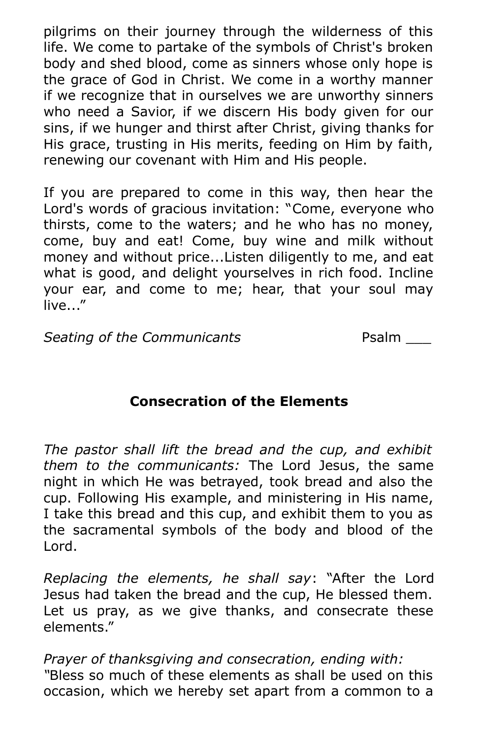pilgrims on their journey through the wilderness of this life. We come to partake of the symbols of Christ's broken body and shed blood, come as sinners whose only hope is the grace of God in Christ. We come in a worthy manner if we recognize that in ourselves we are unworthy sinners who need a Savior, if we discern His body given for our sins, if we hunger and thirst after Christ, giving thanks for His grace, trusting in His merits, feeding on Him by faith, renewing our covenant with Him and His people.

If you are prepared to come in this way, then hear the Lord's words of gracious invitation: "Come, everyone who thirsts, come to the waters; and he who has no money, come, buy and eat! Come, buy wine and milk without money and without price...Listen diligently to me, and eat what is good, and delight yourselves in rich food. Incline your ear, and come to me; hear, that your soul may live..."

*Seating of the Communicants* Psalm ___

## Consecration of the Elements

*The pastor shall lift the bread and the cup, and exhibit them to the communicants:* The Lord Jesus, the same night in which He was betrayed, took bread and also the cup. Following His example, and ministering in His name, I take this bread and this cup, and exhibit them to you as the sacramental symbols of the body and blood of the Lord.

*Replacing the elements, he shall say*: "After the Lord Jesus had taken the bread and the cup, He blessed them. Let us pray, as we give thanks, and consecrate these elements."

*Prayer of thanksgiving and consecration, ending with:*
"Bless so much of these elements as shall be used on this occasion, which we hereby set apart from a common to a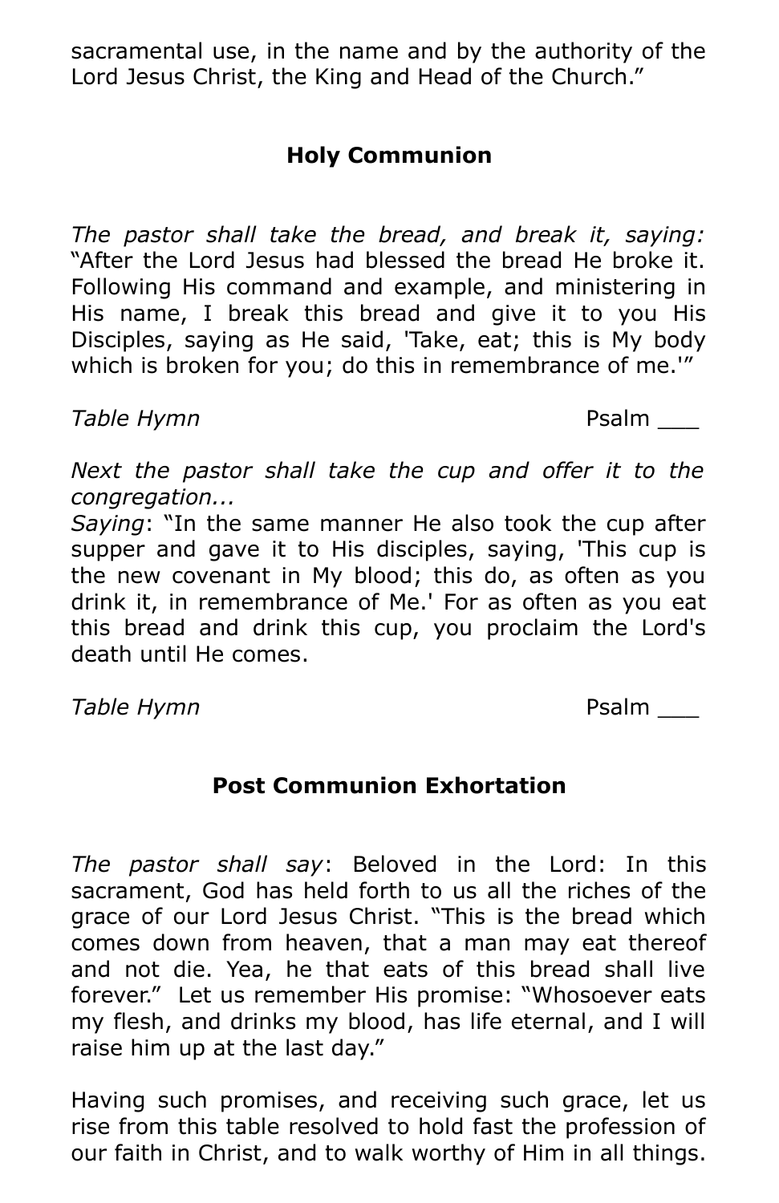sacramental use, in the name and by the authority of the Lord Jesus Christ, the King and Head of the Church."

## Holy Communion

*The pastor shall take the bread, and break it, saying:* "After the Lord Jesus had blessed the bread He broke it. Following His command and example, and ministering in His name, I break this bread and give it to you His Disciples, saying as He said, 'Take, eat; this is My body which is broken for you; do this in remembrance of me.'"

*Table Hymn* Psalm ___

*Next the pastor shall take the cup and offer it to the congregation...*
*Saying*: "In the same manner He also took the cup after supper and gave it to His disciples, saying, 'This cup is the new covenant in My blood; this do, as often as you drink it, in remembrance of Me.' For as often as you eat this bread and drink this cup, you proclaim the Lord's death until He comes.

*Table Hymn* Psalm ___

## Post Communion Exhortation

*The pastor shall say*: Beloved in the Lord: In this sacrament, God has held forth to us all the riches of the grace of our Lord Jesus Christ. "This is the bread which comes down from heaven, that a man may eat thereof and not die. Yea, he that eats of this bread shall live forever." Let us remember His promise: "Whosoever eats my flesh, and drinks my blood, has life eternal, and I will raise him up at the last day."

Having such promises, and receiving such grace, let us rise from this table resolved to hold fast the profession of our faith in Christ, and to walk worthy of Him in all things.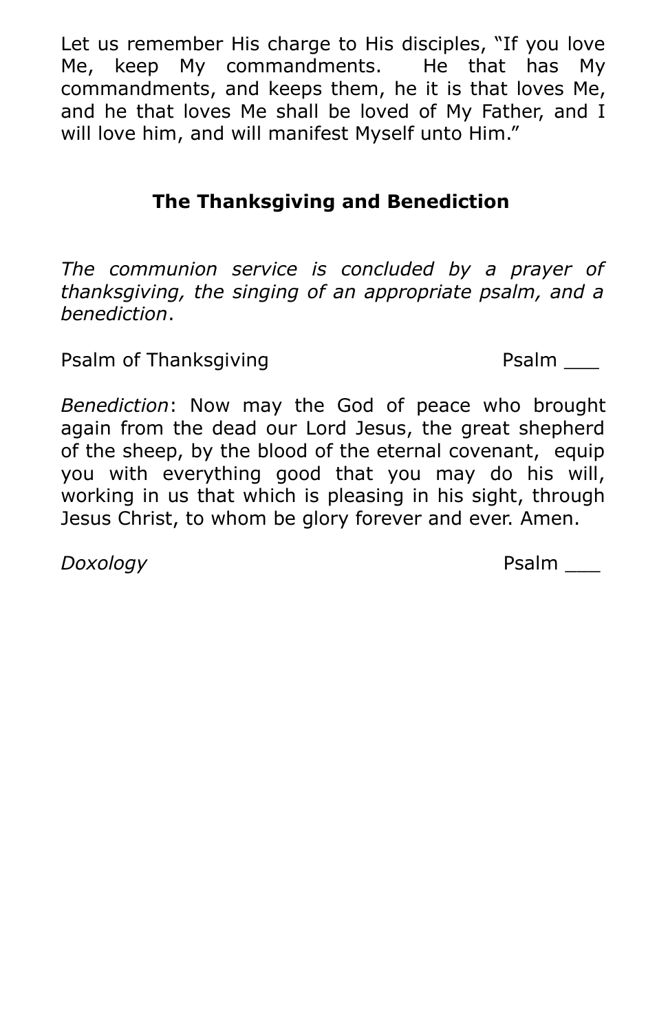Let us remember His charge to His disciples, "If you love Me, keep My commandments. He that has My commandments, and keeps them, he it is that loves Me, and he that loves Me shall be loved of My Father, and I will love him, and will manifest Myself unto Him."

## The Thanksgiving and Benediction

*The communion service is concluded by a prayer of thanksgiving, the singing of an appropriate psalm, and a benediction*.

Psalm of Thanksgiving Psalm ___

*Benediction*: Now may the God of peace who brought again from the dead our Lord Jesus, the great shepherd of the sheep, by the blood of the eternal covenant, equip you with everything good that you may do his will, working in us that which is pleasing in his sight, through Jesus Christ, to whom be glory forever and ever. Amen.

*Doxology* Psalm ___